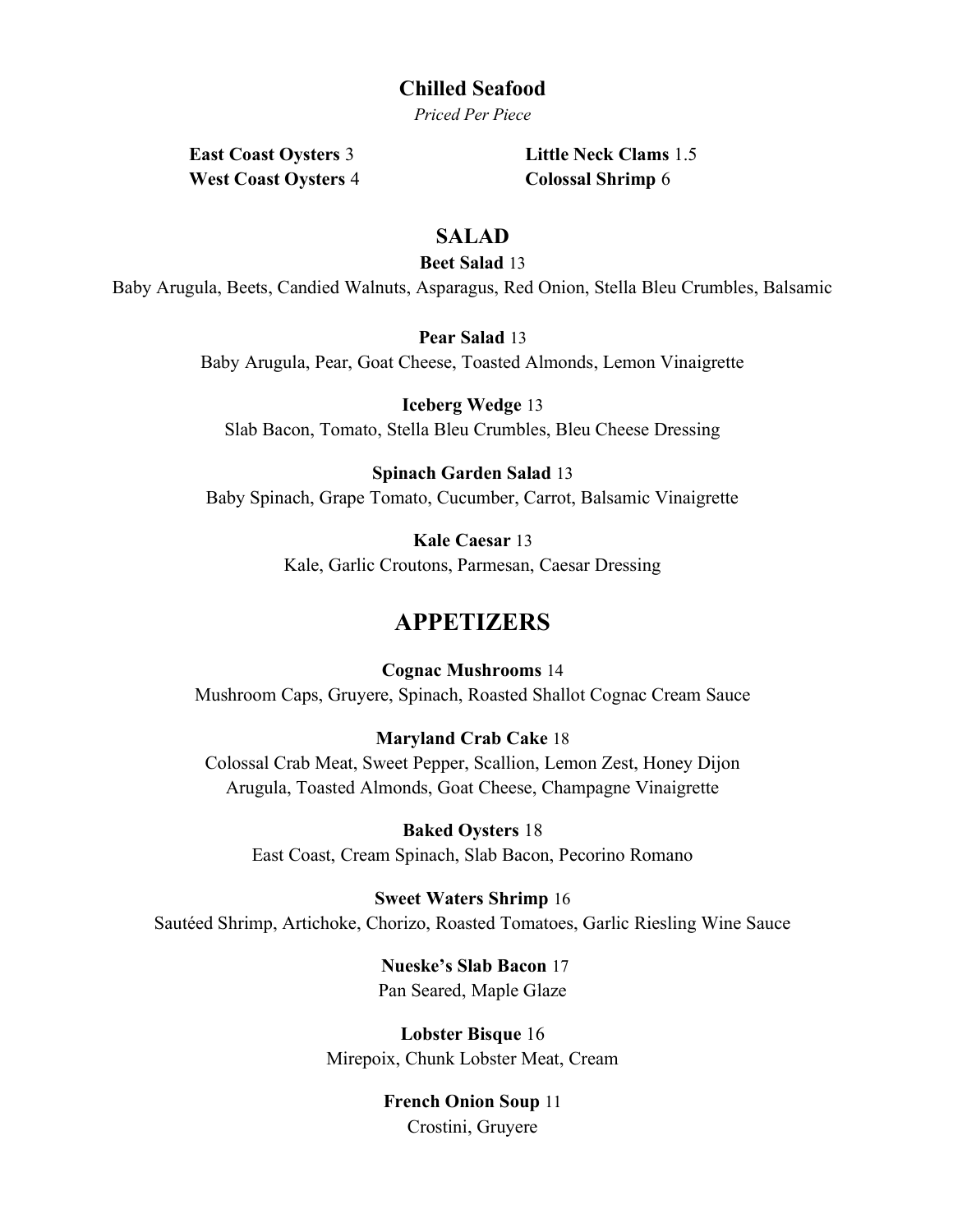## Chilled Seafood

*Priced Per Piece*

**East Coast Oysters** 3
**West Coast Oysters** 4

**Little Neck Clams** 1.5
**Colossal Shrimp** 6

## SALAD

**Beet Salad** 13
Baby Arugula, Beets, Candied Walnuts, Asparagus, Red Onion, Stella Bleu Crumbles, Balsamic

**Pear Salad** 13
Baby Arugula, Pear, Goat Cheese, Toasted Almonds, Lemon Vinaigrette

**Iceberg Wedge** 13
Slab Bacon, Tomato, Stella Bleu Crumbles, Bleu Cheese Dressing

**Spinach Garden Salad** 13
Baby Spinach, Grape Tomato, Cucumber, Carrot, Balsamic Vinaigrette

**Kale Caesar** 13
Kale, Garlic Croutons, Parmesan, Caesar Dressing

# APPETIZERS

**Cognac Mushrooms** 14
Mushroom Caps, Gruyere, Spinach, Roasted Shallot Cognac Cream Sauce

**Maryland Crab Cake** 18
Colossal Crab Meat, Sweet Pepper, Scallion, Lemon Zest, Honey Dijon
Arugula, Toasted Almonds, Goat Cheese, Champagne Vinaigrette

**Baked Oysters** 18
East Coast, Cream Spinach, Slab Bacon, Pecorino Romano

**Sweet Waters Shrimp** 16
Sautéed Shrimp, Artichoke, Chorizo, Roasted Tomatoes, Garlic Riesling Wine Sauce

**Nueske's Slab Bacon** 17
Pan Seared, Maple Glaze

**Lobster Bisque** 16
Mirepoix, Chunk Lobster Meat, Cream

**French Onion Soup** 11
Crostini, Gruyere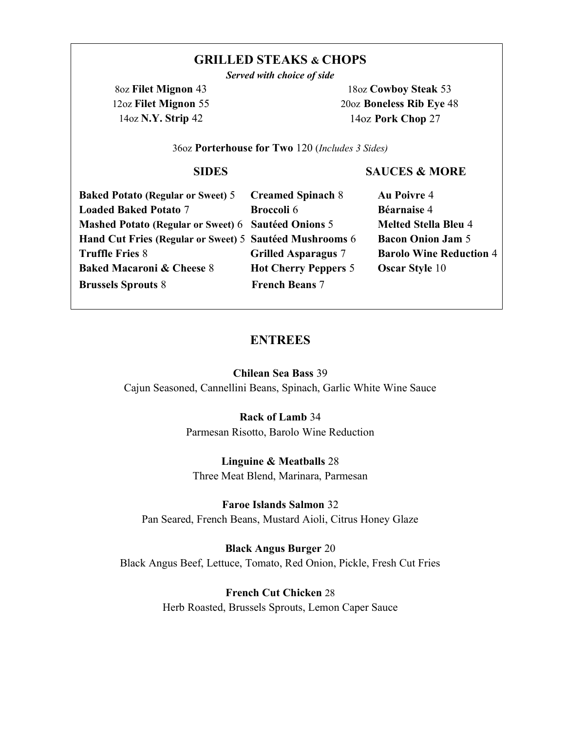## GRILLED STEAKS & CHOPS

***Served with choice of side***

8oz **Filet Mignon** 43

12oz **Filet Mignon** 55

14oz **N.Y. Strip** 42

18oz **Cowboy Steak** 53

20oz **Boneless Rib Eye** 48

14oz **Pork Chop** 27

36oz **Porterhouse for Two** 120 (*Includes 3 Sides)*

### SIDES

**Baked Potato (Regular or Sweet)** 5

**Loaded Baked Potato** 7

**Mashed Potato (Regular or Sweet)** 6

**Hand Cut Fries (Regular or Sweet)** 5

**Truffle Fries** 8

**Baked Macaroni & Cheese** 8

**Brussels Sprouts** 8

**Creamed Spinach** 8

**Broccoli** 6

**Sautéed Onions** 5

**Sautéed Mushrooms** 6

**Grilled Asparagus** 7

**Hot Cherry Peppers** 5

**French Beans** 7

### SAUCES & MORE

**Au Poivre** 4

**Béarnaise** 4

**Melted Stella Bleu** 4

**Bacon Onion Jam** 5

**Barolo Wine Reduction** 4

**Oscar Style** 10

## ENTREES

**Chilean Sea Bass** 39
Cajun Seasoned, Cannellini Beans, Spinach, Garlic White Wine Sauce

**Rack of Lamb** 34
Parmesan Risotto, Barolo Wine Reduction

**Linguine & Meatballs** 28
Three Meat Blend, Marinara, Parmesan

**Faroe Islands Salmon** 32
Pan Seared, French Beans, Mustard Aioli, Citrus Honey Glaze

**Black Angus Burger** 20
Black Angus Beef, Lettuce, Tomato, Red Onion, Pickle, Fresh Cut Fries

**French Cut Chicken** 28
Herb Roasted, Brussels Sprouts, Lemon Caper Sauce